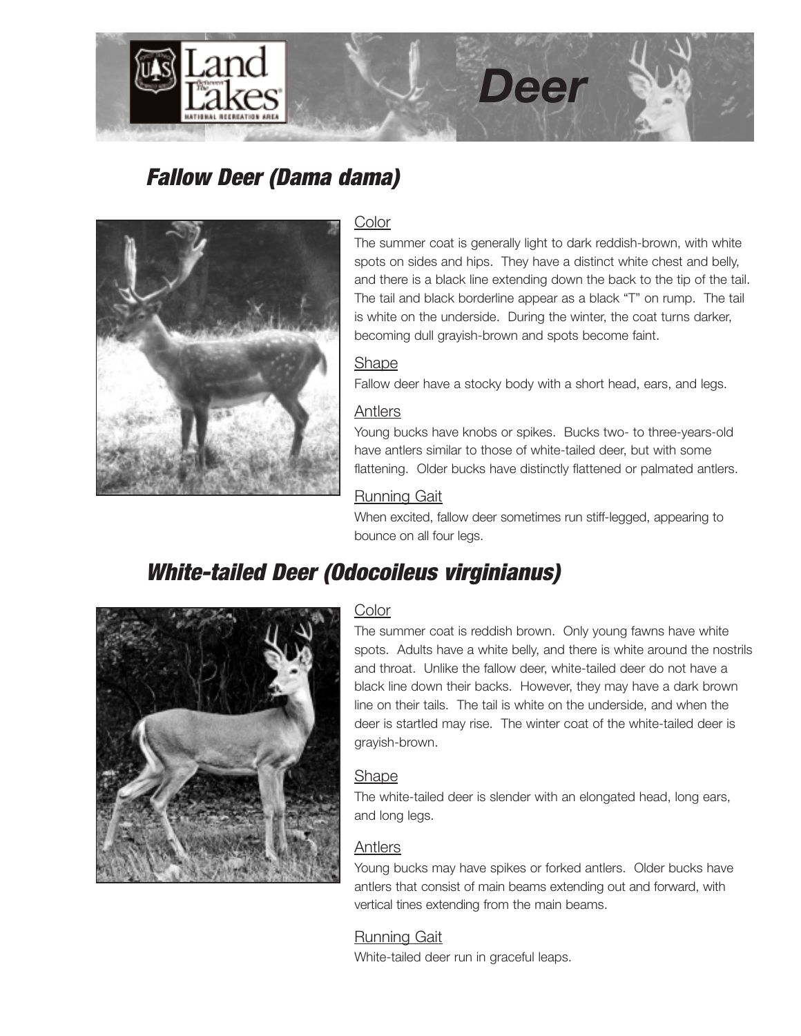# Deer

## *Fallow Deer (Dama dama)*

### Color

The summer coat is generally light to dark reddish-brown, with white spots on sides and hips. They have a distinct white chest and belly, and there is a black line extending down the back to the tip of the tail. The tail and black borderline appear as a black "T" on rump. The tail is white on the underside. During the winter, the coat turns darker, becoming dull grayish-brown and spots become faint.

### Shape

Fallow deer have a stocky body with a short head, ears, and legs.

### Antlers

Young bucks have knobs or spikes. Bucks two- to three-years-old have antlers similar to those of white-tailed deer, but with some flattening. Older bucks have distinctly flattened or palmated antlers.

### Running Gait

When excited, fallow deer sometimes run stiff-legged, appearing to bounce on all four legs.

## *White-tailed Deer (Odocoileus virginianus)*

### Color

The summer coat is reddish brown. Only young fawns have white spots. Adults have a white belly, and there is white around the nostrils and throat. Unlike the fallow deer, white-tailed deer do not have a black line down their backs. However, they may have a dark brown line on their tails. The tail is white on the underside, and when the deer is startled may rise. The winter coat of the white-tailed deer is grayish-brown.

### Shape

The white-tailed deer is slender with an elongated head, long ears, and long legs.

### Antlers

Young bucks may have spikes or forked antlers. Older bucks have antlers that consist of main beams extending out and forward, with vertical tines extending from the main beams.

### Running Gait

White-tailed deer run in graceful leaps.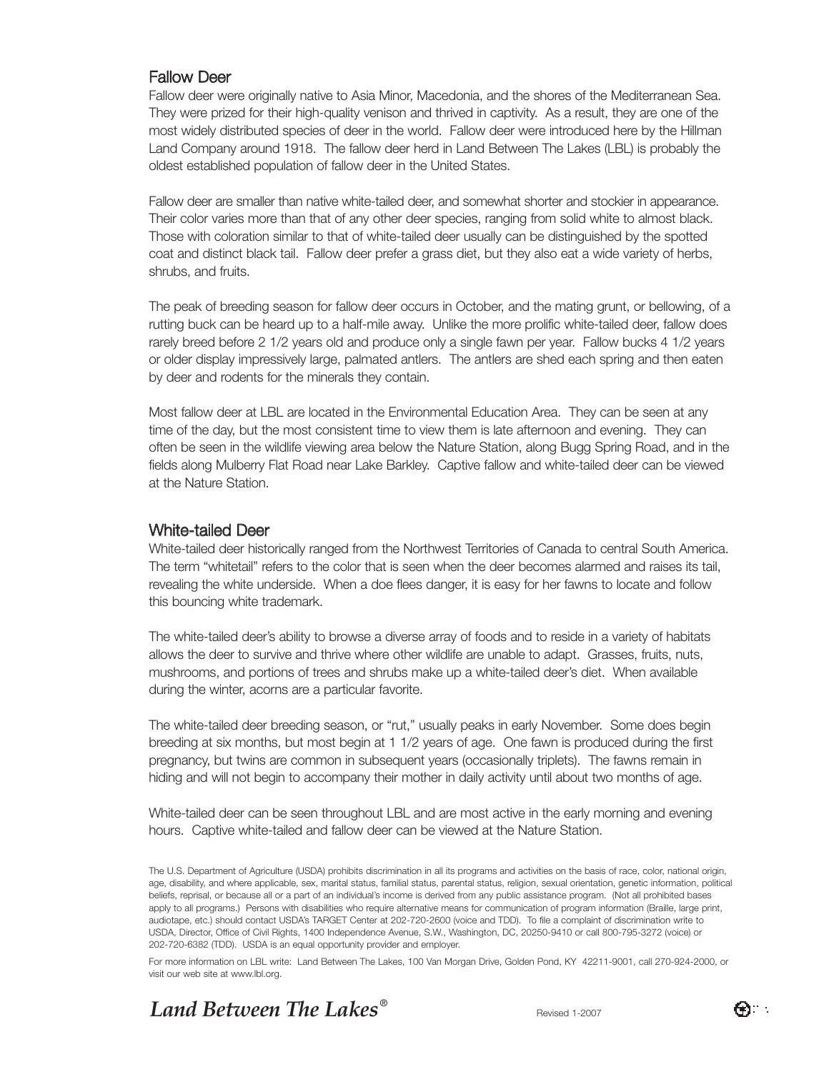## Fallow Deer

Fallow deer were originally native to Asia Minor, Macedonia, and the shores of the Mediterranean Sea. They were prized for their high-quality venison and thrived in captivity. As a result, they are one of the most widely distributed species of deer in the world. Fallow deer were introduced here by the Hillman Land Company around 1918. The fallow deer herd in Land Between The Lakes (LBL) is probably the oldest established population of fallow deer in the United States.

Fallow deer are smaller than native white-tailed deer, and somewhat shorter and stockier in appearance. Their color varies more than that of any other deer species, ranging from solid white to almost black. Those with coloration similar to that of white-tailed deer usually can be distinguished by the spotted coat and distinct black tail. Fallow deer prefer a grass diet, but they also eat a wide variety of herbs, shrubs, and fruits.

The peak of breeding season for fallow deer occurs in October, and the mating grunt, or bellowing, of a rutting buck can be heard up to a half-mile away. Unlike the more prolific white-tailed deer, fallow does rarely breed before 2 1/2 years old and produce only a single fawn per year. Fallow bucks 4 1/2 years or older display impressively large, palmated antlers. The antlers are shed each spring and then eaten by deer and rodents for the minerals they contain.

Most fallow deer at LBL are located in the Environmental Education Area. They can be seen at any time of the day, but the most consistent time to view them is late afternoon and evening. They can often be seen in the wildlife viewing area below the Nature Station, along Bugg Spring Road, and in the fields along Mulberry Flat Road near Lake Barkley. Captive fallow and white-tailed deer can be viewed at the Nature Station.

## White-tailed Deer

White-tailed deer historically ranged from the Northwest Territories of Canada to central South America. The term "whitetail" refers to the color that is seen when the deer becomes alarmed and raises its tail, revealing the white underside. When a doe flees danger, it is easy for her fawns to locate and follow this bouncing white trademark.

The white-tailed deer's ability to browse a diverse array of foods and to reside in a variety of habitats allows the deer to survive and thrive where other wildlife are unable to adapt. Grasses, fruits, nuts, mushrooms, and portions of trees and shrubs make up a white-tailed deer's diet. When available during the winter, acorns are a particular favorite.

The white-tailed deer breeding season, or "rut," usually peaks in early November. Some does begin breeding at six months, but most begin at 1 1/2 years of age. One fawn is produced during the first pregnancy, but twins are common in subsequent years (occasionally triplets). The fawns remain in hiding and will not begin to accompany their mother in daily activity until about two months of age.

White-tailed deer can be seen throughout LBL and are most active in the early morning and evening hours. Captive white-tailed and fallow deer can be viewed at the Nature Station.

The U.S. Department of Agriculture (USDA) prohibits discrimination in all its programs and activities on the basis of race, color, national origin, age, disability, and where applicable, sex, marital status, familial status, parental status, religion, sexual orientation, genetic information, political beliefs, reprisal, or because all or a part of an individual's income is derived from any public assistance program. (Not all prohibited bases apply to all programs.) Persons with disabilities who require alternative means for communication of program information (Braille, large print, audiotape, etc.) should contact USDA's TARGET Center at 202-720-2600 (voice and TDD). To file a complaint of discrimination write to USDA, Director, Office of Civil Rights, 1400 Independence Avenue, S.W., Washington, DC, 20250-9410 or call 800-795-3272 (voice) or 202-720-6382 (TDD). USDA is an equal opportunity provider and employer.

For more information on LBL write: Land Between The Lakes, 100 Van Morgan Drive, Golden Pond, KY 42211-9001, call 270-924-2000, or visit our web site at www.lbl.org.

***Land Between The Lakes®***

Revised 1-2007